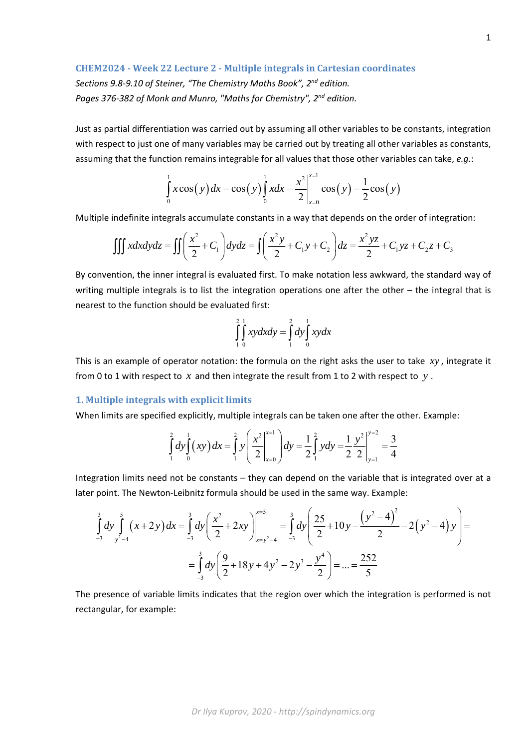## CHEM2024 - Week 22 Lecture 2 - Multiple integrals in Cartesian coordinates

*Sections 9.8-9.10 of Steiner, "The Chemistry Maths Book", 2nd edition.*
*Pages 376-382 of Monk and Munro, "Maths for Chemistry", 2nd edition.*

Just as partial differentiation was carried out by assuming all other variables to be constants, integration with respect to just one of many variables may be carried out by treating all other variables as constants, assuming that the function remains integrable for all values that those other variables can take, *e.g.*:

$$\int_0^1 x\cos(y)\,dx = \cos(y)\int_0^1 x\,dx = \left.\frac{x^2}{2}\right|_{x=0}^{x=1}\cos(y) = \frac{1}{2}\cos(y)$$

Multiple indefinite integrals accumulate constants in a way that depends on the order of integration:

$$\iiint x\,dx\,dy\,dz = \iint\left(\frac{x^2}{2}+C_1\right)dy\,dz = \int\left(\frac{x^2 y}{2}+C_1 y+C_2\right)dz = \frac{x^2 yz}{2}+C_1 yz+C_2 z+C_3$$

By convention, the inner integral is evaluated first. To make notation less awkward, the standard way of writing multiple integrals is to list the integration operations one after the other – the integral that is nearest to the function should be evaluated first:

$$\int_1^2\int_0^1 xy\,dx\,dy = \int_1^2 dy\int_0^1 xy\,dx$$

This is an example of operator notation: the formula on the right asks the user to take $xy$, integrate it from 0 to 1 with respect to $x$ and then integrate the result from 1 to 2 with respect to $y$.

### 1. Multiple integrals with explicit limits

When limits are specified explicitly, multiple integrals can be taken one after the other. Example:

$$\int_1^2 dy\int_0^1 (xy)\,dx = \int_1^2 y\left(\left.\frac{x^2}{2}\right|_{x=0}^{x=1}\right)dy = \frac{1}{2}\int_1^2 y\,dy = \frac{1}{2}\left.\frac{y^2}{2}\right|_{y=1}^{y=2} = \frac{3}{4}$$

Integration limits need not be constants – they can depend on the variable that is integrated over at a later point. The Newton-Leibnitz formula should be used in the same way. Example:

$$\int_{-3}^{3} dy\int_{y^2-4}^{5}(x+2y)\,dx = \int_{-3}^{3} dy\left.\left(\frac{x^2}{2}+2xy\right)\right|_{x=y^2-4}^{x=5} = \int_{-3}^{3} dy\left(\frac{25}{2}+10y-\frac{\left(y^2-4\right)^2}{2}-2\left(y^2-4\right)y\right) =$$

$$= \int_{-3}^{3} dy\left(\frac{9}{2}+18y+4y^2-2y^3-\frac{y^4}{2}\right) = \ldots = \frac{252}{5}$$

The presence of variable limits indicates that the region over which the integration is performed is not rectangular, for example: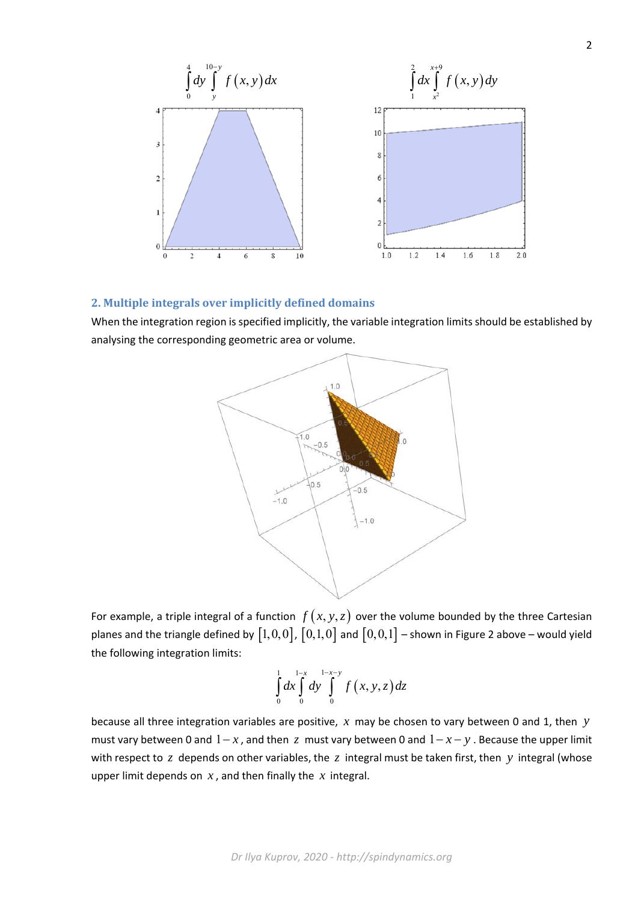$$\int_0^4 dy \int_y^{10-y} f(x,y)\,dx \qquad\qquad \int_1^2 dx \int_{x^2}^{x+9} f(x,y)\,dy$$

## 2. Multiple integrals over implicitly defined domains

When the integration region is specified implicitly, the variable integration limits should be established by analysing the corresponding geometric area or volume.

For example, a triple integral of a function $f(x,y,z)$ over the volume bounded by the three Cartesian planes and the triangle defined by $[1,0,0]$, $[0,1,0]$ and $[0,0,1]$ – shown in Figure 2 above – would yield the following integration limits:

$$\int_0^1 dx \int_0^{1-x} dy \int_0^{1-x-y} f(x,y,z)\,dz$$

because all three integration variables are positive, $x$ may be chosen to vary between 0 and 1, then $y$ must vary between 0 and $1-x$, and then $z$ must vary between 0 and $1-x-y$. Because the upper limit with respect to $z$ depends on other variables, the $z$ integral must be taken first, then $y$ integral (whose upper limit depends on $x$, and then finally the $x$ integral.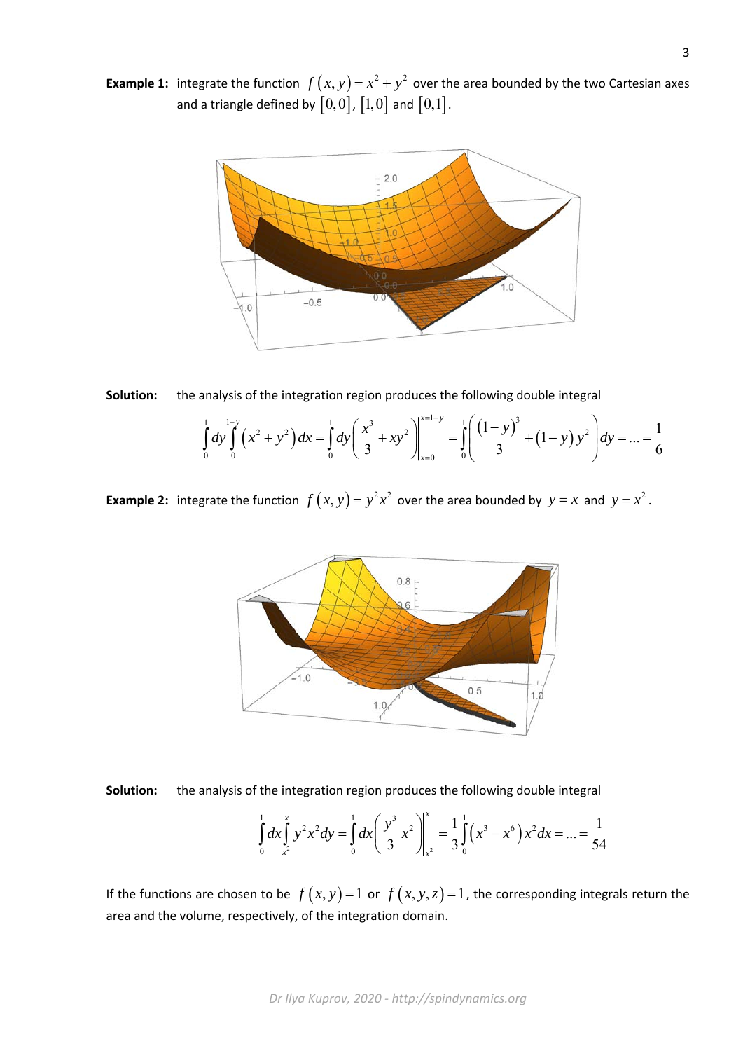**Example 1:** integrate the function $f(x,y) = x^2 + y^2$ over the area bounded by the two Cartesian axes and a triangle defined by $[0,0]$, $[1,0]$ and $[0,1]$.

2.0
1.5
1.0
−1.0
0.5
0.5
0.0
0.0
0.0
1.0
−0.5
−1.0

**Solution:** the analysis of the integration region produces the following double integral

$$\int_0^1 dy \int_0^{1-y} \left(x^2 + y^2\right) dx = \int_0^1 dy \left(\frac{x^3}{3} + xy^2\right)\Bigg|_{x=0}^{x=1-y} = \int_0^1 \left(\frac{(1-y)^3}{3} + (1-y)y^2\right) dy = \ldots = \frac{1}{6}$$

**Example 2:** integrate the function $f(x,y) = y^2 x^2$ over the area bounded by $y = x$ and $y = x^2$.

0.8
0.6
0.4
−1.0
−0.5
0.0
0.5
1.0
1.0

**Solution:** the analysis of the integration region produces the following double integral

$$\int_0^1 dx \int_{x^2}^{x} y^2 x^2 dy = \int_0^1 dx \left(\frac{y^3}{3} x^2\right)\Bigg|_{x^2}^{x} = \frac{1}{3}\int_0^1 \left(x^3 - x^6\right) x^2 dx = \ldots = \frac{1}{54}$$

If the functions are chosen to be $f(x,y) = 1$ or $f(x,y,z) = 1$, the corresponding integrals return the area and the volume, respectively, of the integration domain.